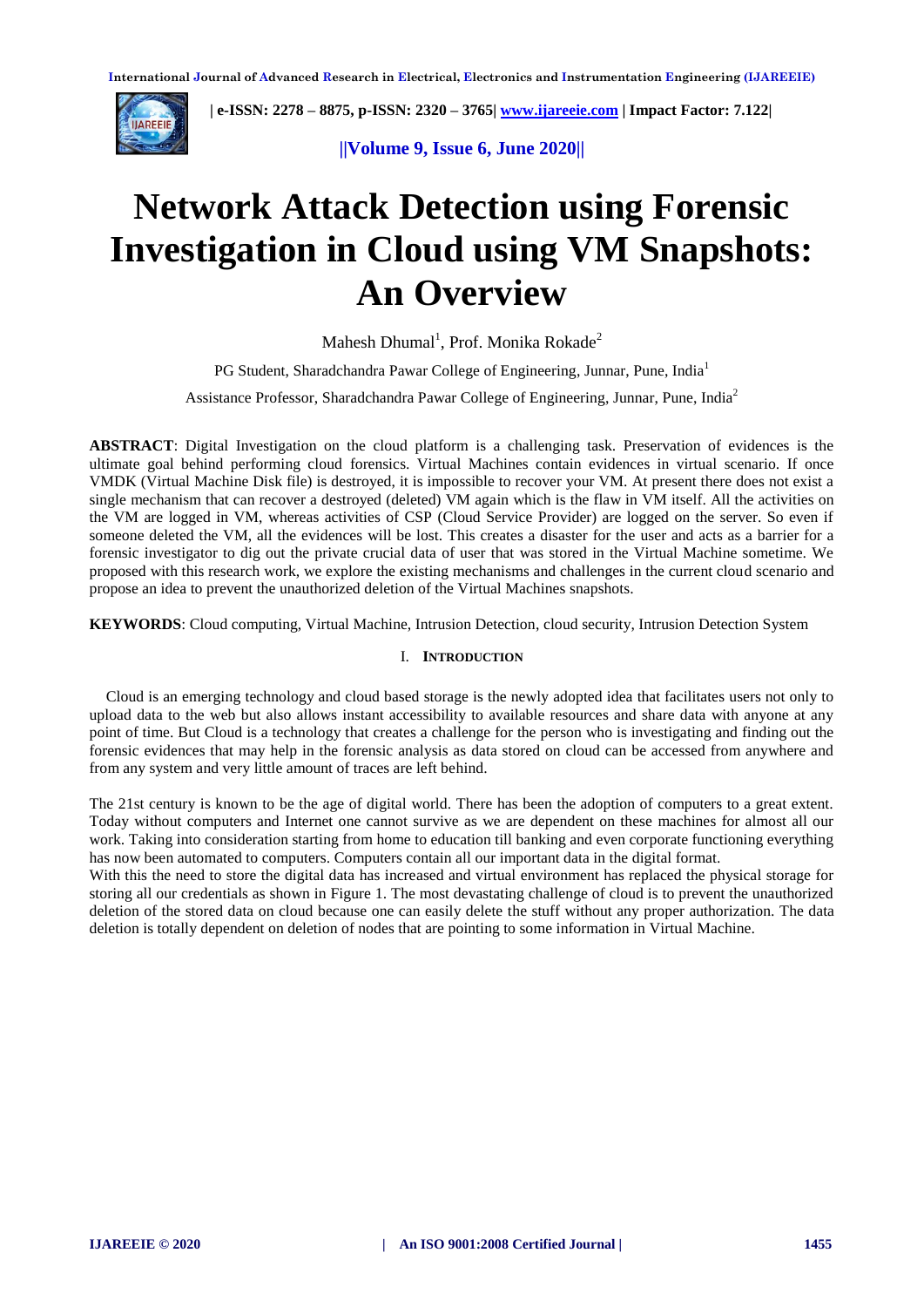# Network Attack Detection using Forensic Investigation in Cloud using VM Snapshots: An Overview

Mahesh Dhumal[1], Prof. Monika Rokade[2]

PG Student, Sharadchandra Pawar College of Engineering, Junnar, Pune, India[1]

Assistance Professor, Sharadchandra Pawar College of Engineering, Junnar, Pune, India[2]

**ABSTRACT**: Digital Investigation on the cloud platform is a challenging task. Preservation of evidences is the ultimate goal behind performing cloud forensics. Virtual Machines contain evidences in virtual scenario. If once VMDK (Virtual Machine Disk file) is destroyed, it is impossible to recover your VM. At present there does not exist a single mechanism that can recover a destroyed (deleted) VM again which is the flaw in VM itself. All the activities on the VM are logged in VM, whereas activities of CSP (Cloud Service Provider) are logged on the server. So even if someone deleted the VM, all the evidences will be lost. This creates a disaster for the user and acts as a barrier for a forensic investigator to dig out the private crucial data of user that was stored in the Virtual Machine sometime. We proposed with this research work, we explore the existing mechanisms and challenges in the current cloud scenario and propose an idea to prevent the unauthorized deletion of the Virtual Machines snapshots.

**KEYWORDS**: Cloud computing, Virtual Machine, Intrusion Detection, cloud security, Intrusion Detection System

## I. INTRODUCTION

Cloud is an emerging technology and cloud based storage is the newly adopted idea that facilitates users not only to upload data to the web but also allows instant accessibility to available resources and share data with anyone at any point of time. But Cloud is a technology that creates a challenge for the person who is investigating and finding out the forensic evidences that may help in the forensic analysis as data stored on cloud can be accessed from anywhere and from any system and very little amount of traces are left behind.

The 21st century is known to be the age of digital world. There has been the adoption of computers to a great extent. Today without computers and Internet one cannot survive as we are dependent on these machines for almost all our work. Taking into consideration starting from home to education till banking and even corporate functioning everything has now been automated to computers. Computers contain all our important data in the digital format.

With this the need to store the digital data has increased and virtual environment has replaced the physical storage for storing all our credentials as shown in Figure 1. The most devastating challenge of cloud is to prevent the unauthorized deletion of the stored data on cloud because one can easily delete the stuff without any proper authorization. The data deletion is totally dependent on deletion of nodes that are pointing to some information in Virtual Machine.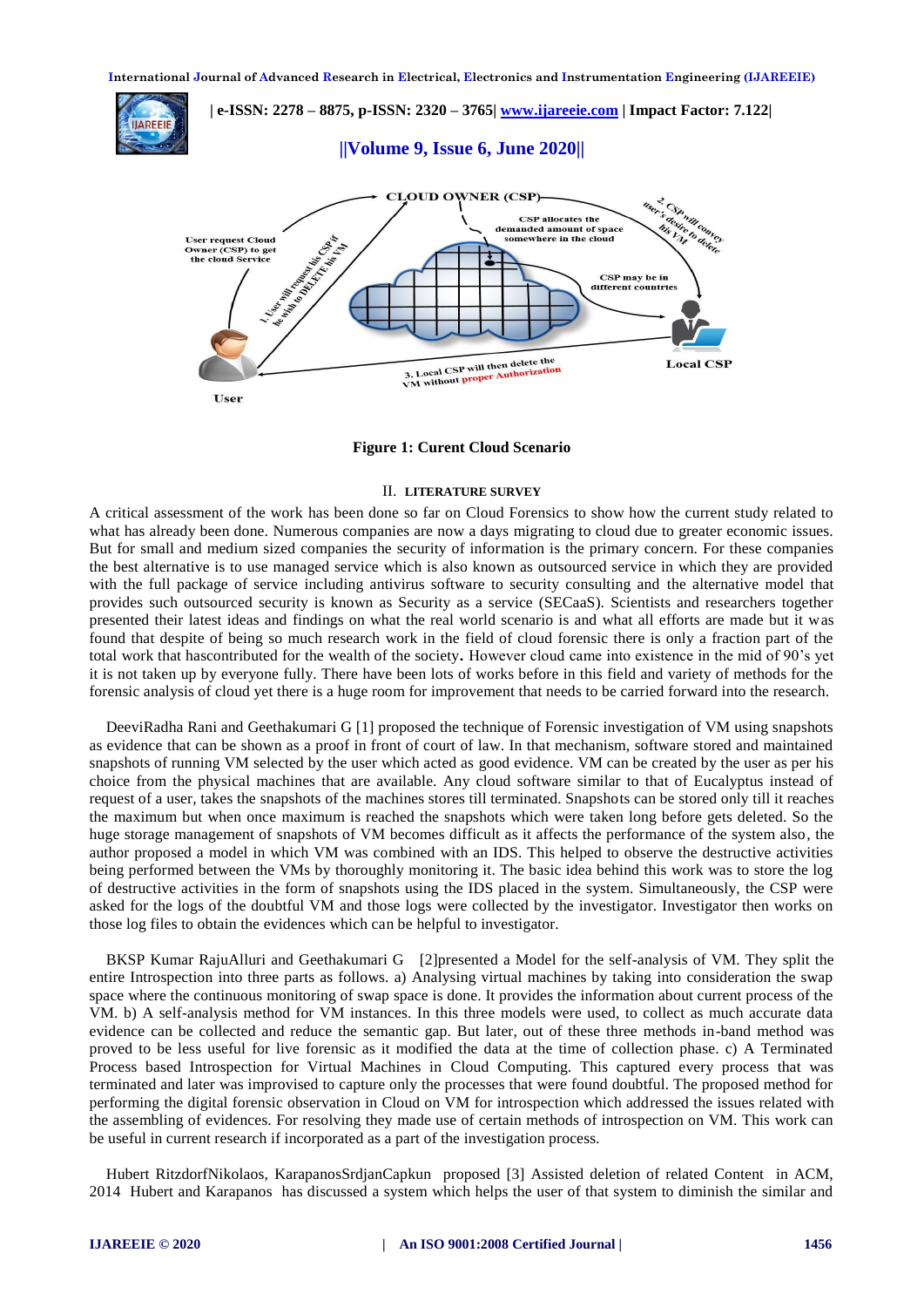Figure 1: Curent Cloud Scenario

## II. LITERATURE SURVEY

A critical assessment of the work has been done so far on Cloud Forensics to show how the current study related to what has already been done. Numerous companies are now a days migrating to cloud due to greater economic issues. But for small and medium sized companies the security of information is the primary concern. For these companies the best alternative is to use managed service which is also known as outsourced service in which they are provided with the full package of service including antivirus software to security consulting and the alternative model that provides such outsourced security is known as Security as a service (SECaaS). Scientists and researchers together presented their latest ideas and findings on what the real world scenario is and what all efforts are made but it was found that despite of being so much research work in the field of cloud forensic there is only a fraction part of the total work that hascontributed for the wealth of the society**.** However cloud came into existence in the end of 90's yet it is not taken up by everyone fully. There have been lots of works before in this field and variety of methods for the forensic analysis of cloud yet there is a huge room for improvement that needs to be carried forward into the research.

DeeviRadha Rani and Geethakumari G [1] proposed the technique of Forensic investigation of VM using snapshots as evidence that can be shown as a proof in front of court of law. In that mechanism, software stored and maintained snapshots of running VM selected by the user which acted as good evidence. VM can be created by the user as per his choice from the physical machines that are available. Any cloud software similar to that of Eucalyptus instead of request of a user, takes the snapshots of the machines stores till terminated. Snapshots can be stored only till it reaches the maximum but when once maximum is reached the snapshots which were taken long before gets deleted. So the huge storage management of snapshots of VM becomes difficult as it affects the performance of the system also, the author proposed a model in which VM was combined with an IDS. This helped to observe the destructive activities being performed between the VMs by thoroughly monitoring it. The basic idea behind this work was to store the log of destructive activities in the form of snapshots using the IDS placed in the system. Simultaneously, the CSP were asked for the logs of the doubtful VM and those logs were collected by the investigator. Investigator then works on those log files to obtain the evidences which can be helpful to investigator.

BKSP Kumar RajuAlluri and Geethakumari G [2]presented a Model for the self-analysis of VM. They split the entire Introspection into three parts as follows. a) Analysing virtual machines by taking into consideration the swap space where the continuous monitoring of swap space is done. It provides the information about current process of the VM. b) A self-analysis method for VM instances. In this three models were used, to collect as much accurate data evidence can be collected and reduce the semantic gap. But later, out of these three methods in-band method was proved to be less useful for live forensic as it modified the data at the time of collection phase. c) A Terminated Process based Introspection for Virtual Machines in Cloud Computing. This captured every process that was terminated and later was improvised to capture only the processes that were found doubtful. The proposed method for performing the digital forensic observation in Cloud on VM for introspection which addressed the issues related with the assembling of evidences. For resolving they made use of certain methods of introspection on VM. This work can be useful in current research if incorporated as a part of the investigation process.

Hubert RitzdorfNikolaos, KarapanosSrdjanCapkun proposed [3] Assisted deletion of related Content in ACM, 2014 Hubert and Karapanos has discussed a system which helps the user of that system to diminish the similar and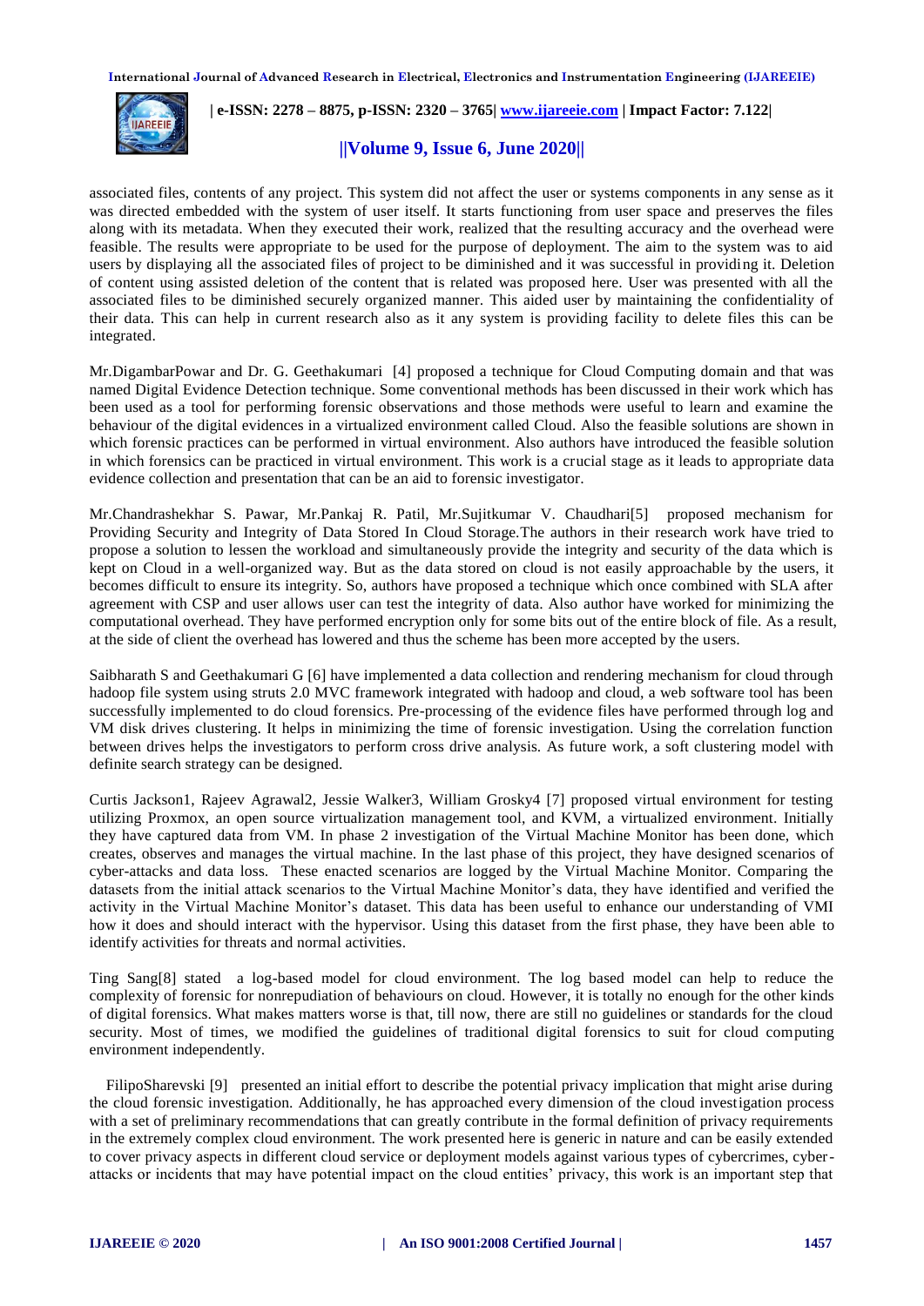associated files, contents of any project. This system did not affect the user or systems components in any sense as it was directed embedded with the system of user itself. It starts functioning from user space and preserves the files along with its metadata. When they executed their work, realized that the resulting accuracy and the overhead were feasible. The results were appropriate to be used for the purpose of deployment. The aim to the system was to aid users by displaying all the associated files of project to be diminished and it was successful in providing it. Deletion of content using assisted deletion of the content that is related was proposed here. User was presented with all the associated files to be diminished securely organized manner. This aided user by maintaining the confidentiality of their data. This can help in current research also as it any system is providing facility to delete files this can be integrated.

Mr.DigambarPowar and Dr. G. Geethakumari [4] proposed a technique for Cloud Computing domain and that was named Digital Evidence Detection technique. Some conventional methods has been discussed in their work which has been used as a tool for performing forensic observations and those methods were useful to learn and examine the behaviour of the digital evidences in a virtualized environment called Cloud. Also the feasible solutions are shown in which forensic practices can be performed in virtual environment. Also authors have introduced the feasible solution in which forensics can be practiced in virtual environment. This work is a crucial stage as it leads to appropriate data evidence collection and presentation that can be an aid to forensic investigator.

Mr.Chandrashekhar S. Pawar, Mr.Pankaj R. Patil, Mr.Sujitkumar V. Chaudhari[5] proposed mechanism for Providing Security and Integrity of Data Stored In Cloud Storage.The authors in their research work have tried to propose a solution to lessen the workload and simultaneously provide the integrity and security of the data which is kept on Cloud in a well-organized way. But as the data stored on cloud is not easily approachable by the users, it becomes difficult to ensure its integrity. So, authors have proposed a technique which once combined with SLA after agreement with CSP and user allows user can test the integrity of data. Also author have worked for minimizing the computational overhead. They have performed encryption only for some bits out of the entire block of file. As a result, at the side of client the overhead has lowered and thus the scheme has been more accepted by the users.

Saibharath S and Geethakumari G [6] have implemented a data collection and rendering mechanism for cloud through hadoop file system using struts 2.0 MVC framework integrated with hadoop and cloud, a web software tool has been successfully implemented to do cloud forensics. Pre-processing of the evidence files have performed through log and VM disk drives clustering. It helps in minimizing the time of forensic investigation. Using the correlation function between drives helps the investigators to perform cross drive analysis. As future work, a soft clustering model with definite search strategy can be designed.

Curtis Jackson1, Rajeev Agrawal2, Jessie Walker3, William Grosky4 [7] proposed virtual environment for testing utilizing Proxmox, an open source virtualization management tool, and KVM, a virtualized environment. Initially they have captured data from VM. In phase 2 investigation of the Virtual Machine Monitor has been done, which creates, observes and manages the virtual machine. In the last phase of this project, they have designed scenarios of cyber-attacks and data loss. These enacted scenarios are logged by the Virtual Machine Monitor. Comparing the datasets from the initial attack scenarios to the Virtual Machine Monitor's data, they have identified and verified the activity in the Virtual Machine Monitor's dataset. This data has been useful to enhance our understanding of VMI how it does and should interact with the hypervisor. Using this dataset from the first phase, they have been able to identify activities for threats and normal activities.

Ting Sang[8] stated a log-based model for cloud environment. The log based model can help to reduce the complexity of forensic for nonrepudiation of behaviours on cloud. However, it is totally no enough for the other kinds of digital forensics. What makes matters worse is that, till now, there are still no guidelines or standards for the cloud security. Most of times, we modified the guidelines of traditional digital forensics to suit for cloud computing environment independently.

FilipoSharevski [9] presented an initial effort to describe the potential privacy implication that might arise during the cloud forensic investigation. Additionally, he has approached every dimension of the cloud investigation process with a set of preliminary recommendations that can greatly contribute in the formal definition of privacy requirements in the extremely complex cloud environment. The work presented here is generic in nature and can be easily extended to cover privacy aspects in different cloud service or deployment models against various types of cybercrimes, cyber-attacks or incidents that may have potential impact on the cloud entities' privacy, this work is an important step that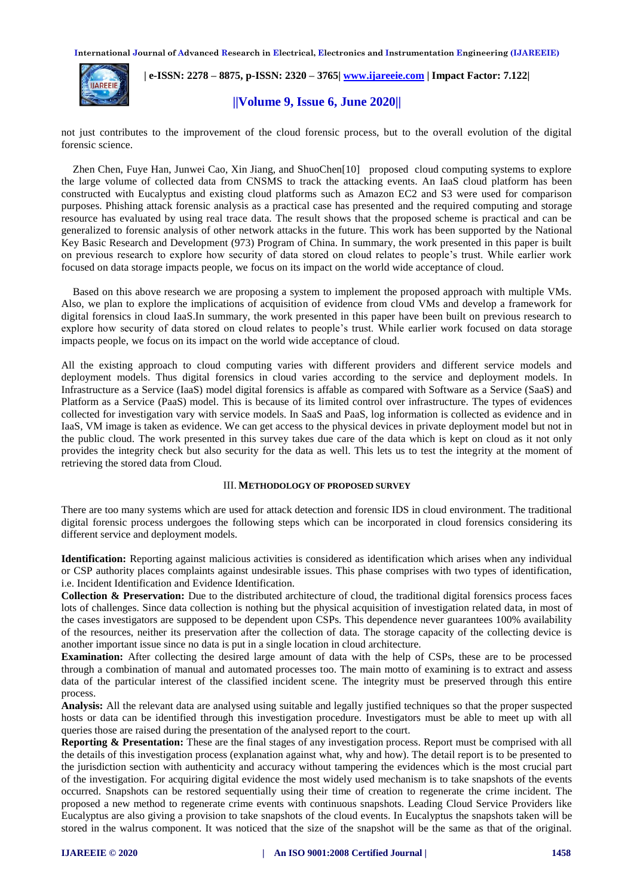not just contributes to the improvement of the cloud forensic process, but to the overall evolution of the digital forensic science.

Zhen Chen, Fuye Han, Junwei Cao, Xin Jiang, and ShuoChen[10] proposed cloud computing systems to explore the large volume of collected data from CNSMS to track the attacking events. An IaaS cloud platform has been constructed with Eucalyptus and existing cloud platforms such as Amazon EC2 and S3 were used for comparison purposes. Phishing attack forensic analysis as a practical case has presented and the required computing and storage resource has evaluated by using real trace data. The result shows that the proposed scheme is practical and can be generalized to forensic analysis of other network attacks in the future. This work has been supported by the National Key Basic Research and Development (973) Program of China. In summary, the work presented in this paper is built on previous research to explore how security of data stored on cloud relates to people's trust. While earlier work focused on data storage impacts people, we focus on its impact on the world wide acceptance of cloud.

Based on this above research we are proposing a system to implement the proposed approach with multiple VMs. Also, we plan to explore the implications of acquisition of evidence from cloud VMs and develop a framework for digital forensics in cloud IaaS.In summary, the work presented in this paper have been built on previous research to explore how security of data stored on cloud relates to people's trust. While earlier work focused on data storage impacts people, we focus on its impact on the world wide acceptance of cloud.

All the existing approach to cloud computing varies with different providers and different service models and deployment models. Thus digital forensics in cloud varies according to the service and deployment models. In Infrastructure as a Service (IaaS) model digital forensics is affable as compared with Software as a Service (SaaS) and Platform as a Service (PaaS) model. This is because of its limited control over infrastructure. The types of evidences collected for investigation vary with service models. In SaaS and PaaS, log information is collected as evidence and in IaaS, VM image is taken as evidence. We can get access to the physical devices in private deployment model but not in the public cloud. The work presented in this survey takes due care of the data which is kept on cloud as it not only provides the integrity check but also security for the data as well. This lets us to test the integrity at the moment of retrieving the stored data from Cloud.

## III. METHODOLOGY OF PROPOSED SURVEY

There are too many systems which are used for attack detection and forensic IDS in cloud environment. The traditional digital forensic process undergoes the following steps which can be incorporated in cloud forensics considering its different service and deployment models.

**Identification:** Reporting against malicious activities is considered as identification which arises when any individual or CSP authority places complaints against undesirable issues. This phase comprises with two types of identification, i.e. Incident Identification and Evidence Identification.

**Collection & Preservation:** Due to the distributed architecture of cloud, the traditional digital forensics process faces lots of challenges. Since data collection is nothing but the physical acquisition of investigation related data, in most of the cases investigators are supposed to be dependent upon CSPs. This dependence never guarantees 100% availability of the resources, neither its preservation after the collection of data. The storage capacity of the collecting device is another important issue since no data is put in a single location in cloud architecture.

**Examination:** After collecting the desired large amount of data with the help of CSPs, these are to be processed through a combination of manual and automated processes too. The main motto of examining is to extract and assess data of the particular interest of the classified incident scene. The integrity must be preserved through this entire process.

**Analysis:** All the relevant data are analysed using suitable and legally justified techniques so that the proper suspected hosts or data can be identified through this investigation procedure. Investigators must be able to meet up with all queries those are raised during the presentation of the analysed report to the court.

**Reporting & Presentation:** These are the final stages of any investigation process. Report must be comprised with all the details of this investigation process (explanation against what, why and how). The detail report is to be presented to the jurisdiction section with authenticity and accuracy without tampering the evidences which is the most crucial part of the investigation. For acquiring digital evidence the most widely used mechanism is to take snapshots of the events occurred. Snapshots can be restored sequentially using their time of creation to regenerate the crime incident. The proposed a new method to regenerate crime events with continuous snapshots. Leading Cloud Service Providers like Eucalyptus are also giving a provision to take snapshots of the cloud events. In Eucalyptus the snapshots taken will be stored in the walrus component. It was noticed that the size of the snapshot will be the same as that of the original.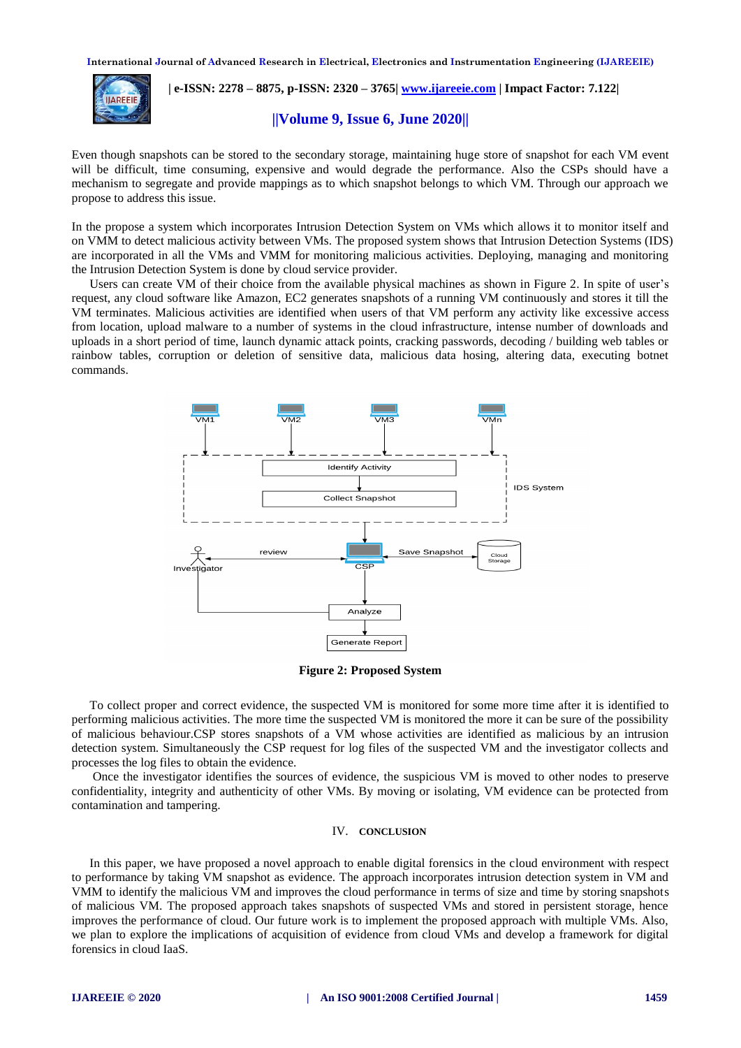Even though snapshots can be stored to the secondary storage, maintaining huge store of snapshot for each VM event will be difficult, time consuming, expensive and would degrade the performance. Also the CSPs should have a mechanism to segregate and provide mappings as to which snapshot belongs to which VM. Through our approach we propose to address this issue.

In the propose a system which incorporates Intrusion Detection System on VMs which allows it to monitor itself and on VMM to detect malicious activity between VMs. The proposed system shows that Intrusion Detection Systems (IDS) are incorporated in all the VMs and VMM for monitoring malicious activities. Deploying, managing and monitoring the Intrusion Detection System is done by cloud service provider.

Users can create VM of their choice from the available physical machines as shown in Figure 2. In spite of user's request, any cloud software like Amazon, EC2 generates snapshots of a running VM continuously and stores it till the VM terminates. Malicious activities are identified when users of that VM perform any activity like excessive access from location, upload malware to a number of systems in the cloud infrastructure, intense number of downloads and uploads in a short period of time, launch dynamic attack points, cracking passwords, decoding / building web tables or rainbow tables, corruption or deletion of sensitive data, malicious data hosing, altering data, executing botnet commands.

**Figure 2: Proposed System**

To collect proper and correct evidence, the suspected VM is monitored for some more time after it is identified to performing malicious activities. The more time the suspected VM is monitored the more it can be sure of the possibility of malicious behaviour.CSP stores snapshots of a VM whose activities are identified as malicious by an intrusion detection system. Simultaneously the CSP request for log files of the suspected VM and the investigator collects and processes the log files to obtain the evidence.

Once the investigator identifies the sources of evidence, the suspicious VM is moved to other nodes to preserve confidentiality, integrity and authenticity of other VMs. By moving or isolating, VM evidence can be protected from contamination and tampering.

## IV. CONCLUSION

In this paper, we have proposed a novel approach to enable digital forensics in the cloud environment with respect to performance by taking VM snapshot as evidence. The approach incorporates intrusion detection system in VM and VMM to identify the malicious VM and improves the cloud performance in terms of size and time by storing snapshots of malicious VM. The proposed approach takes snapshots of suspected VMs and stored in persistent storage, hence improves the performance of cloud. Our future work is to implement the proposed approach with multiple VMs. Also, we plan to explore the implications of acquisition of evidence from cloud VMs and develop a framework for digital forensics in cloud IaaS.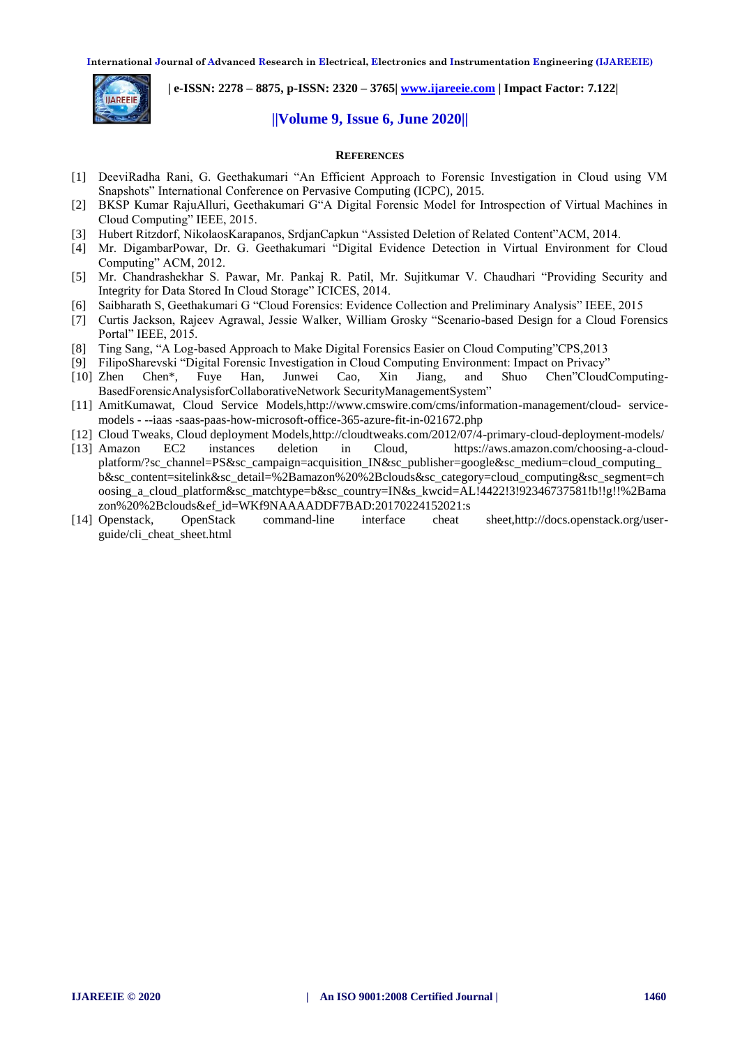## REFERENCES

[1] DeeviRadha Rani, G. Geethakumari "An Efficient Approach to Forensic Investigation in Cloud using VM Snapshots" International Conference on Pervasive Computing (ICPC), 2015.

[2] BKSP Kumar RajuAlluri, Geethakumari G"A Digital Forensic Model for Introspection of Virtual Machines in Cloud Computing" IEEE, 2015.

[3] Hubert Ritzdorf, NikolaosKarapanos, SrdjanCapkun "Assisted Deletion of Related Content"ACM, 2014.

[4] Mr. DigambarPowar, Dr. G. Geethakumari "Digital Evidence Detection in Virtual Environment for Cloud Computing" ACM, 2012.

[5] Mr. Chandrashekhar S. Pawar, Mr. Pankaj R. Patil, Mr. Sujitkumar V. Chaudhari "Providing Security and Integrity for Data Stored In Cloud Storage" ICICES, 2014.

[6] Saibharath S, Geethakumari G "Cloud Forensics: Evidence Collection and Preliminary Analysis" IEEE, 2015

[7] Curtis Jackson, Rajeev Agrawal, Jessie Walker, William Grosky "Scenario-based Design for a Cloud Forensics Portal" IEEE, 2015.

[8] Ting Sang, "A Log-based Approach to Make Digital Forensics Easier on Cloud Computing"CPS,2013

[9] FilipoSharevski "Digital Forensic Investigation in Cloud Computing Environment: Impact on Privacy"

[10] Zhen Chen*, Fuye Han, Junwei Cao, Xin Jiang, and Shuo Chen"CloudComputing-BasedForensicAnalysisforCollaborativeNetwork SecurityManagementSystem"

[11] AmitKumawat, Cloud Service Models,http://www.cmswire.com/cms/information-management/cloud- service-models - --iaas -saas-paas-how-microsoft-office-365-azure-fit-in-021672.php

[12] Cloud Tweaks, Cloud deployment Models,http://cloudtweaks.com/2012/07/4-primary-cloud-deployment-models/

[13] Amazon EC2 instances deletion in Cloud, https://aws.amazon.com/choosing-a-cloud-platform/?sc_channel=PS&sc_campaign=acquisition_IN&sc_publisher=google&sc_medium=cloud_computing_b&sc_content=sitelink&sc_detail=%2Bamazon%20%2Bclouds&sc_category=cloud_computing&sc_segment=choosing_a_cloud_platform&sc_matchtype=b&sc_country=IN&s_kwcid=AL!4422!3!92346737581!b!!g!!%2Bamazon%20%2Bclouds&ef_id=WKf9NAAAADDF7BAD:20170224152021:s

[14] Openstack, OpenStack command-line interface cheat sheet,http://docs.openstack.org/user-guide/cli_cheat_sheet.html